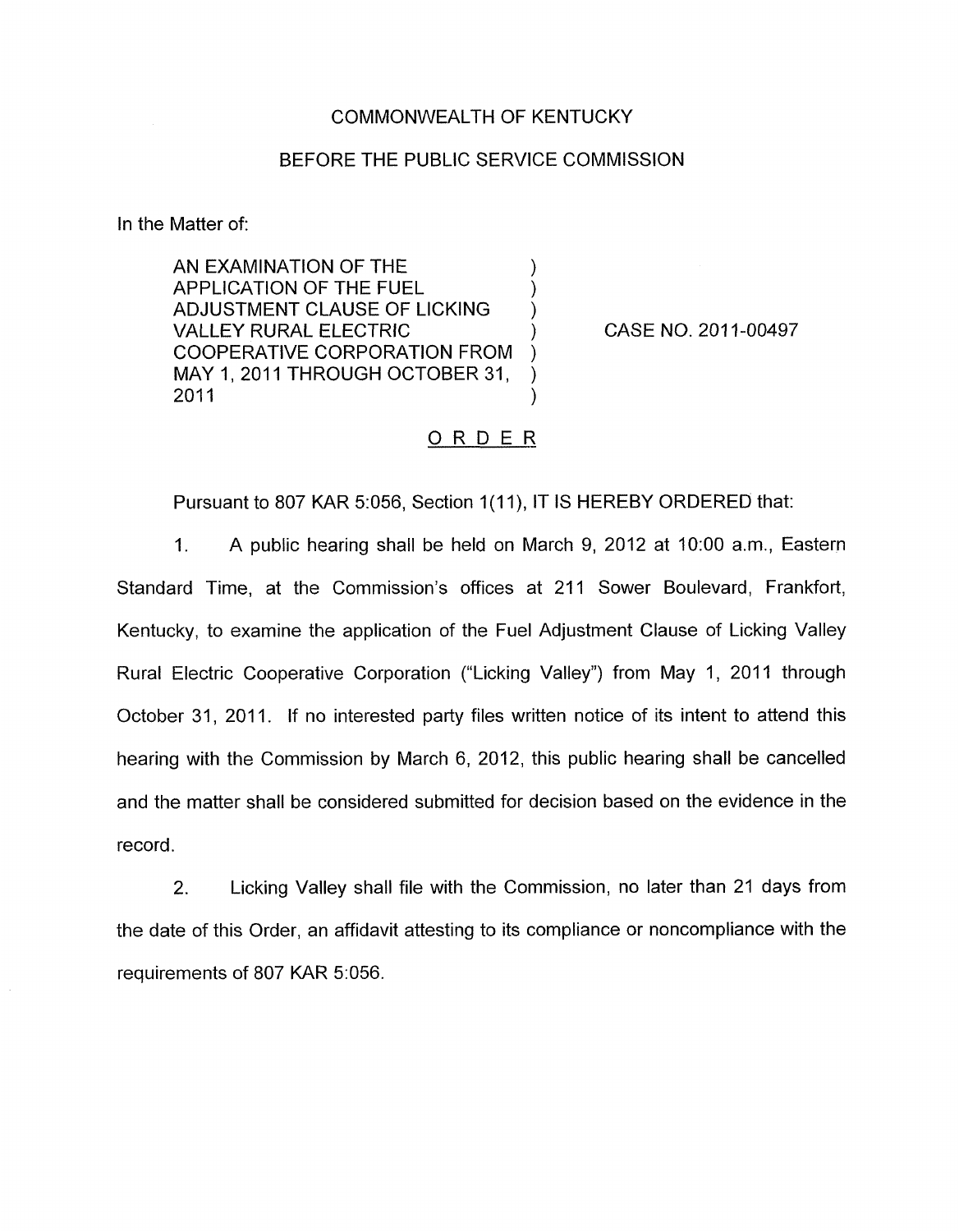COMMONWEALTH OF KENTUCKY

BEFORE THE PUBLIC SERVICE COMMISSION

In the Matter of:

| | | |
|---|---|---|
| AN EXAMINATION OF THE APPLICATION OF THE FUEL ADJUSTMENT CLAUSE OF LICKING VALLEY RURAL ELECTRIC COOPERATIVE CORPORATION FROM MAY 1, 2011 THROUGH OCTOBER 31, 2011 | ) | CASE NO. 2011-00497 |

ORDER

Pursuant to 807 KAR 5:056, Section 1(11), IT IS HEREBY ORDERED that:

1. A public hearing shall be held on March 9, 2012 at 10:00 a.m., Eastern Standard Time, at the Commission's offices at 211 Sower Boulevard, Frankfort, Kentucky, to examine the application of the Fuel Adjustment Clause of Licking Valley Rural Electric Cooperative Corporation ("Licking Valley") from May 1, 2011 through October 31, 2011. If no interested party files written notice of its intent to attend this hearing with the Commission by March 6, 2012, this public hearing shall be cancelled and the matter shall be considered submitted for decision based on the evidence in the record.

2. Licking Valley shall file with the Commission, no later than 21 days from the date of this Order, an affidavit attesting to its compliance or noncompliance with the requirements of 807 KAR 5:056.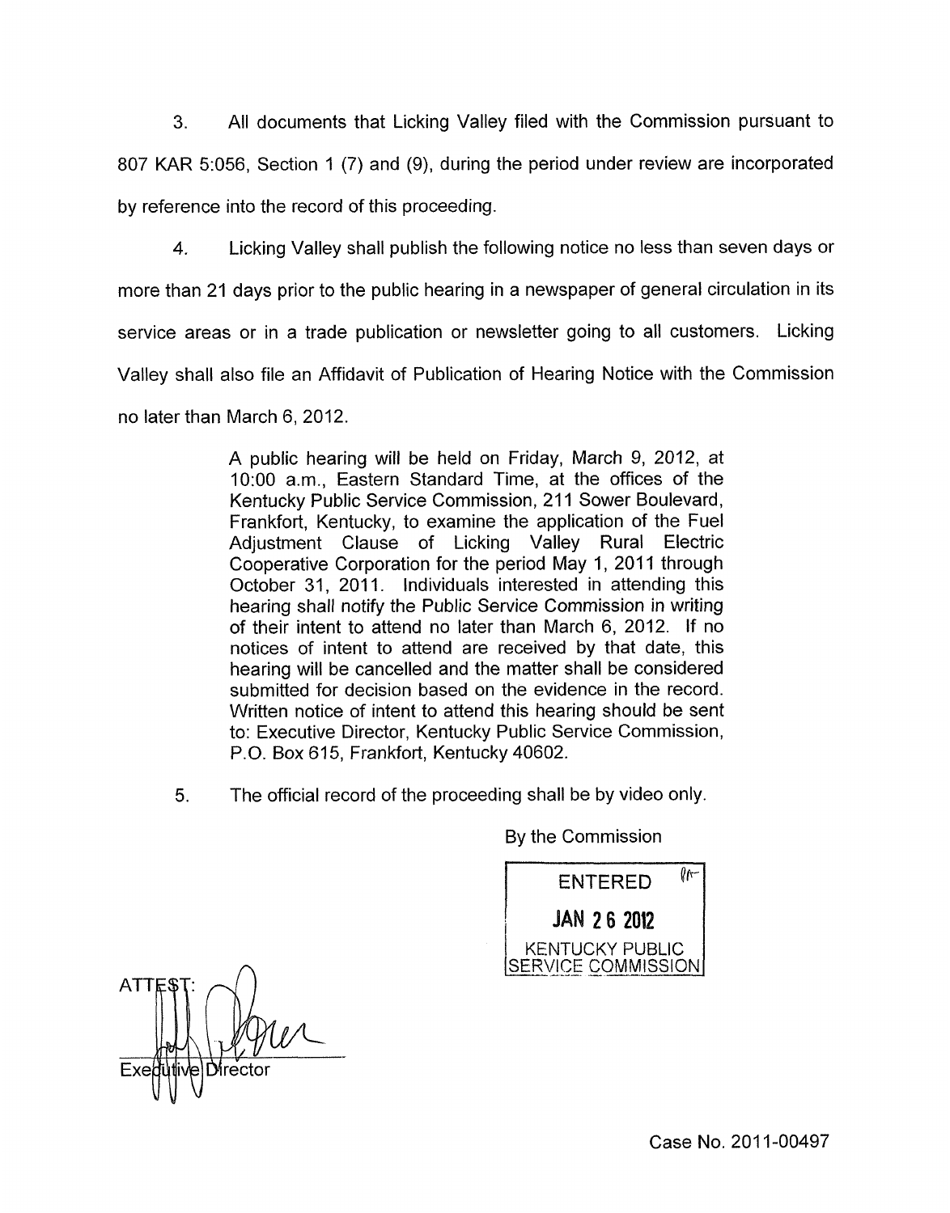3. All documents that Licking Valley filed with the Commission pursuant to 807 KAR 5:056, Section 1 (7) and (9), during the period under review are incorporated by reference into the record of this proceeding.

4. Licking Valley shall publish the following notice no less than seven days or more than 21 days prior to the public hearing in a newspaper of general circulation in its service areas or in a trade publication or newsletter going to all customers. Licking Valley shall also file an Affidavit of Publication of Hearing Notice with the Commission no later than March 6, 2012.

> A public hearing will be held on Friday, March 9, 2012, at 10:00 a.m., Eastern Standard Time, at the offices of the Kentucky Public Service Commission, 211 Sower Boulevard, Frankfort, Kentucky, to examine the application of the Fuel Adjustment Clause of Licking Valley Rural Electric Cooperative Corporation for the period May 1, 2011 through October 31, 2011. Individuals interested in attending this hearing shall notify the Public Service Commission in writing of their intent to attend no later than March 6, 2012. If no notices of intent to attend are received by that date, this hearing will be cancelled and the matter shall be considered submitted for decision based on the evidence in the record. Written notice of intent to attend this hearing should be sent to: Executive Director, Kentucky Public Service Commission, P.O. Box 615, Frankfort, Kentucky 40602.

5. The official record of the proceeding shall be by video only.

By the Commission

ENTERED
JAN 26 2012
KENTUCKY PUBLIC SERVICE COMMISSION

ATTEST:

Executive Director

Case No. 2011-00497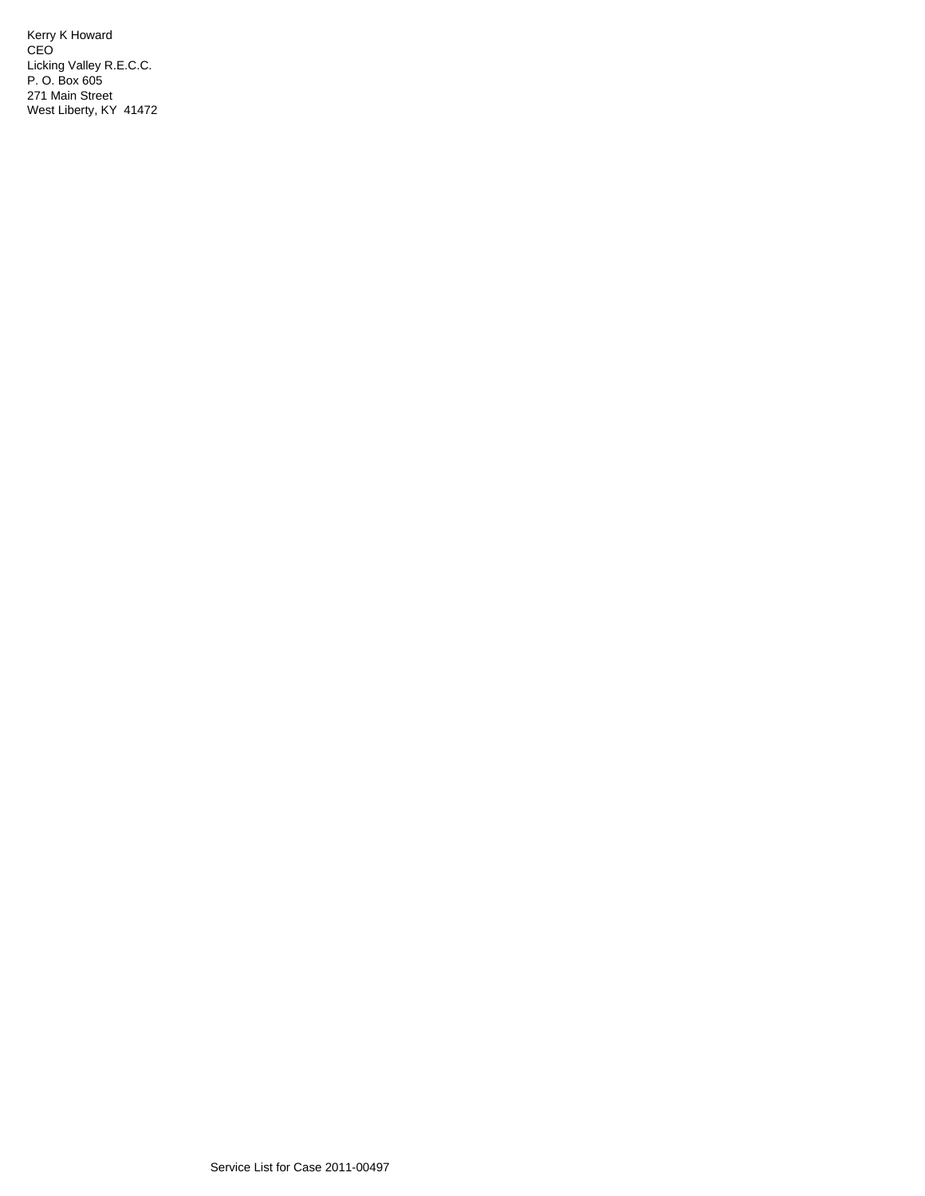Kerry K Howard
CEO
Licking Valley R.E.C.C.
P. O. Box 605
271 Main Street
West Liberty, KY 41472